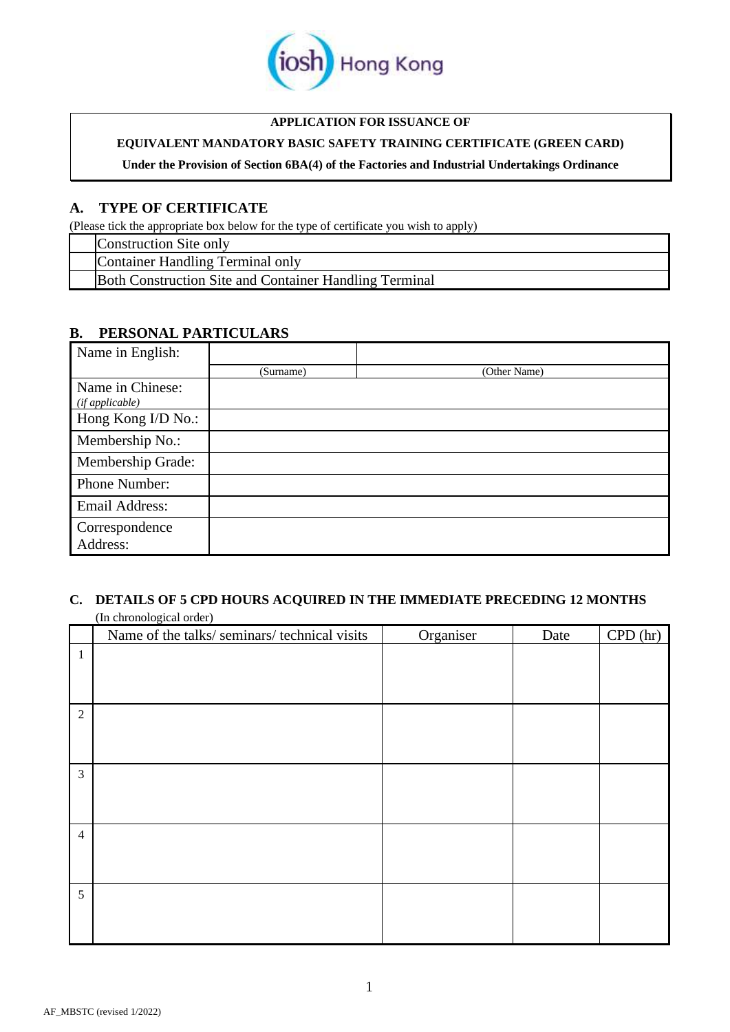**APPLICATION FOR ISSUANCE OF**

**EQUIVALENT MANDATORY BASIC SAFETY TRAINING CERTIFICATE (GREEN CARD)**

**Under the Provision of Section 6BA(4) of the Factories and Industrial Undertakings Ordinance**

## A. TYPE OF CERTIFICATE

(Please tick the appropriate box below for the type of certificate you wish to apply)

| | |
|---|---|
| | Construction Site only |
| | Container Handling Terminal only |
| | Both Construction Site and Container Handling Terminal |

## B. PERSONAL PARTICULARS

| | | |
|---|---|---|
| Name in English: | | |
| | (Surname) | (Other Name) |
| Name in Chinese: *(if applicable)* | | |
| Hong Kong I/D No.: | | |
| Membership No.: | | |
| Membership Grade: | | |
| Phone Number: | | |
| Email Address: | | |
| Correspondence Address: | | |

## C. DETAILS OF 5 CPD HOURS ACQUIRED IN THE IMMEDIATE PRECEDING 12 MONTHS

(In chronological order)

| | Name of the talks/ seminars/ technical visits | Organiser | Date | CPD (hr) |
|---|---|---|---|---|
| 1 | | | | |
| 2 | | | | |
| 3 | | | | |
| 4 | | | | |
| 5 | | | | |

AF_MBSTC (revised 1/2022)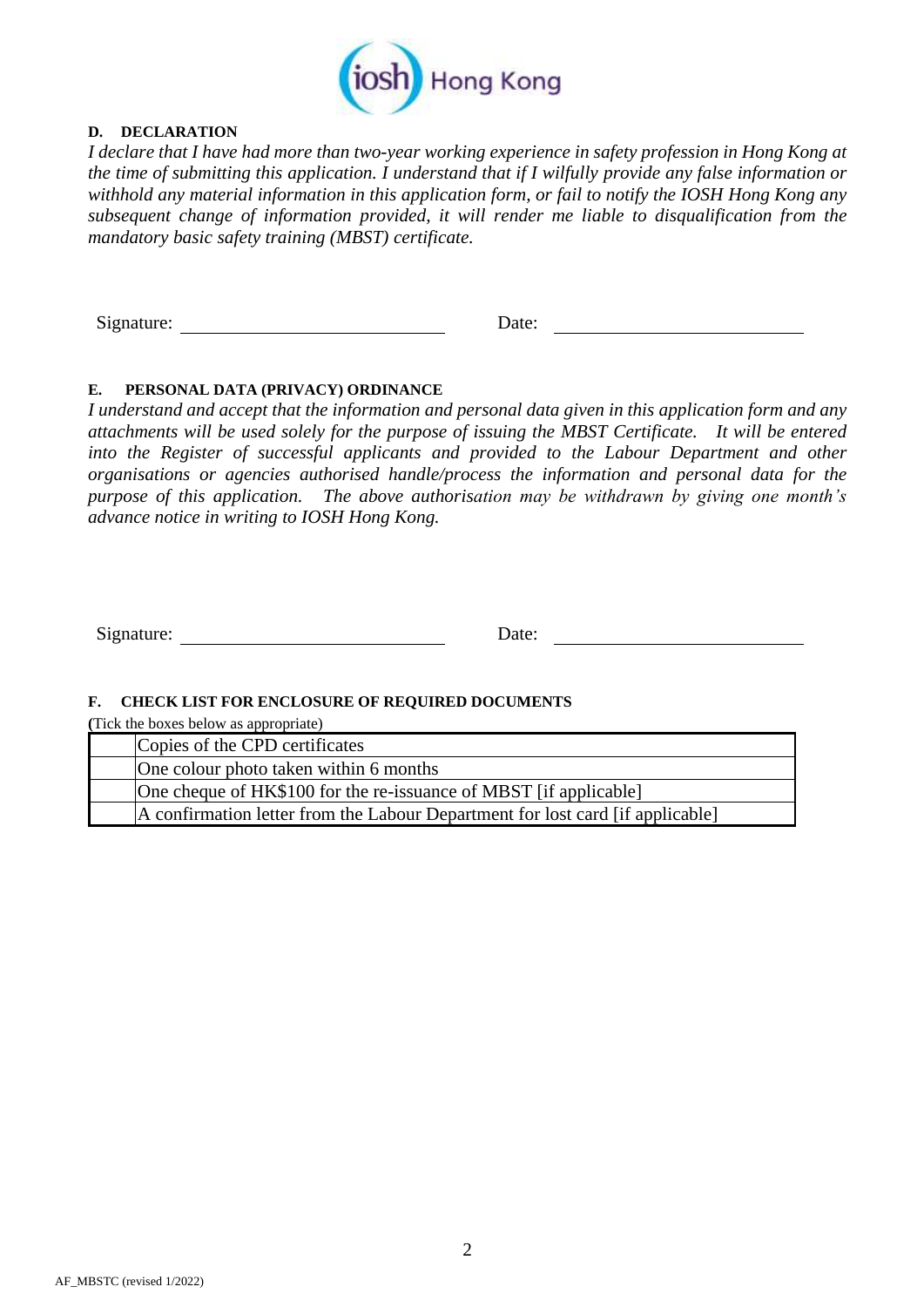iosh Hong Kong

**D. DECLARATION**

*I declare that I have had more than two-year working experience in safety profession in Hong Kong at the time of submitting this application. I understand that if I wilfully provide any false information or withhold any material information in this application form, or fail to notify the IOSH Hong Kong any subsequent change of information provided, it will render me liable to disqualification from the mandatory basic safety training (MBST) certificate.*

Signature: ____________________________ Date: ____________________________

**E. PERSONAL DATA (PRIVACY) ORDINANCE**

*I understand and accept that the information and personal data given in this application form and any attachments will be used solely for the purpose of issuing the MBST Certificate. It will be entered into the Register of successful applicants and provided to the Labour Department and other organisations or agencies authorised handle/process the information and personal data for the purpose of this application. The above authorisation may be withdrawn by giving one month's advance notice in writing to IOSH Hong Kong.*

Signature: ____________________________ Date: ____________________________

**F. CHECK LIST FOR ENCLOSURE OF REQUIRED DOCUMENTS**

(Tick the boxes below as appropriate)

| | |
|---|---|
| | Copies of the CPD certificates |
| | One colour photo taken within 6 months |
| | One cheque of HK$100 for the re-issuance of MBST [if applicable] |
| | A confirmation letter from the Labour Department for lost card [if applicable] |

AF_MBSTC (revised 1/2022)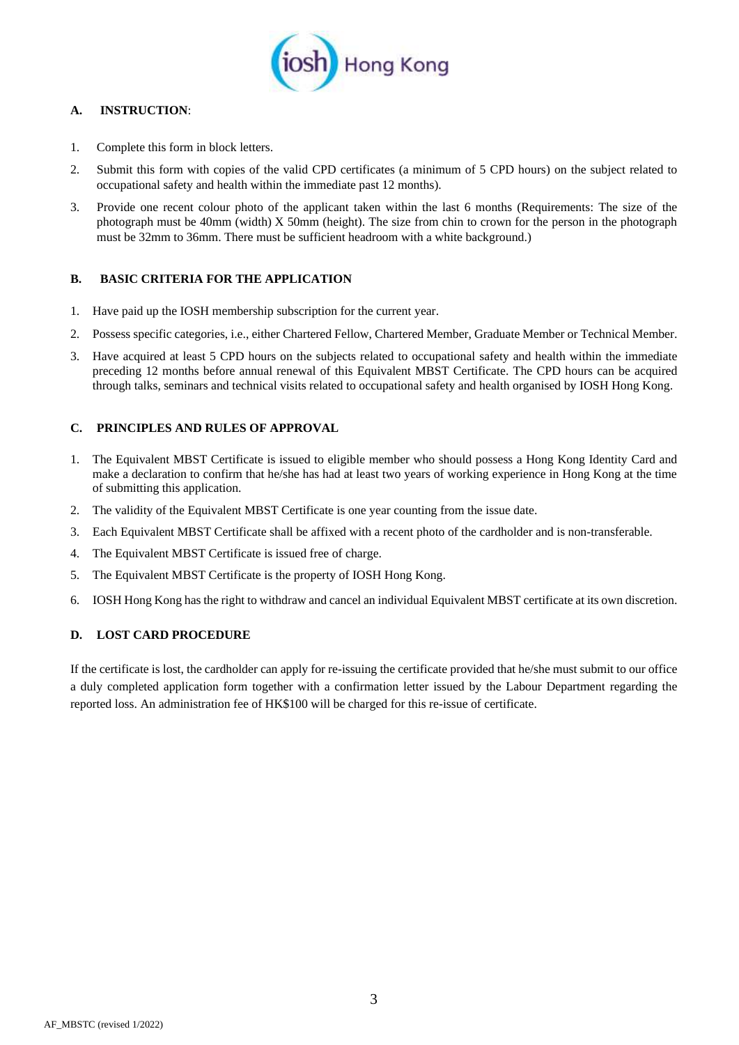## A. INSTRUCTION:

1. Complete this form in block letters.
2. Submit this form with copies of the valid CPD certificates (a minimum of 5 CPD hours) on the subject related to occupational safety and health within the immediate past 12 months).
3. Provide one recent colour photo of the applicant taken within the last 6 months (Requirements: The size of the photograph must be 40mm (width) X 50mm (height). The size from chin to crown for the person in the photograph must be 32mm to 36mm. There must be sufficient headroom with a white background.)

## B. BASIC CRITERIA FOR THE APPLICATION

1. Have paid up the IOSH membership subscription for the current year.
2. Possess specific categories, i.e., either Chartered Fellow, Chartered Member, Graduate Member or Technical Member.
3. Have acquired at least 5 CPD hours on the subjects related to occupational safety and health within the immediate preceding 12 months before annual renewal of this Equivalent MBST Certificate. The CPD hours can be acquired through talks, seminars and technical visits related to occupational safety and health organised by IOSH Hong Kong.

## C. PRINCIPLES AND RULES OF APPROVAL

1. The Equivalent MBST Certificate is issued to eligible member who should possess a Hong Kong Identity Card and make a declaration to confirm that he/she has had at least two years of working experience in Hong Kong at the time of submitting this application.
2. The validity of the Equivalent MBST Certificate is one year counting from the issue date.
3. Each Equivalent MBST Certificate shall be affixed with a recent photo of the cardholder and is non-transferable.
4. The Equivalent MBST Certificate is issued free of charge.
5. The Equivalent MBST Certificate is the property of IOSH Hong Kong.
6. IOSH Hong Kong has the right to withdraw and cancel an individual Equivalent MBST certificate at its own discretion.

## D. LOST CARD PROCEDURE

If the certificate is lost, the cardholder can apply for re-issuing the certificate provided that he/she must submit to our office a duly completed application form together with a confirmation letter issued by the Labour Department regarding the reported loss. An administration fee of HK$100 will be charged for this re-issue of certificate.

AF_MBSTC (revised 1/2022)